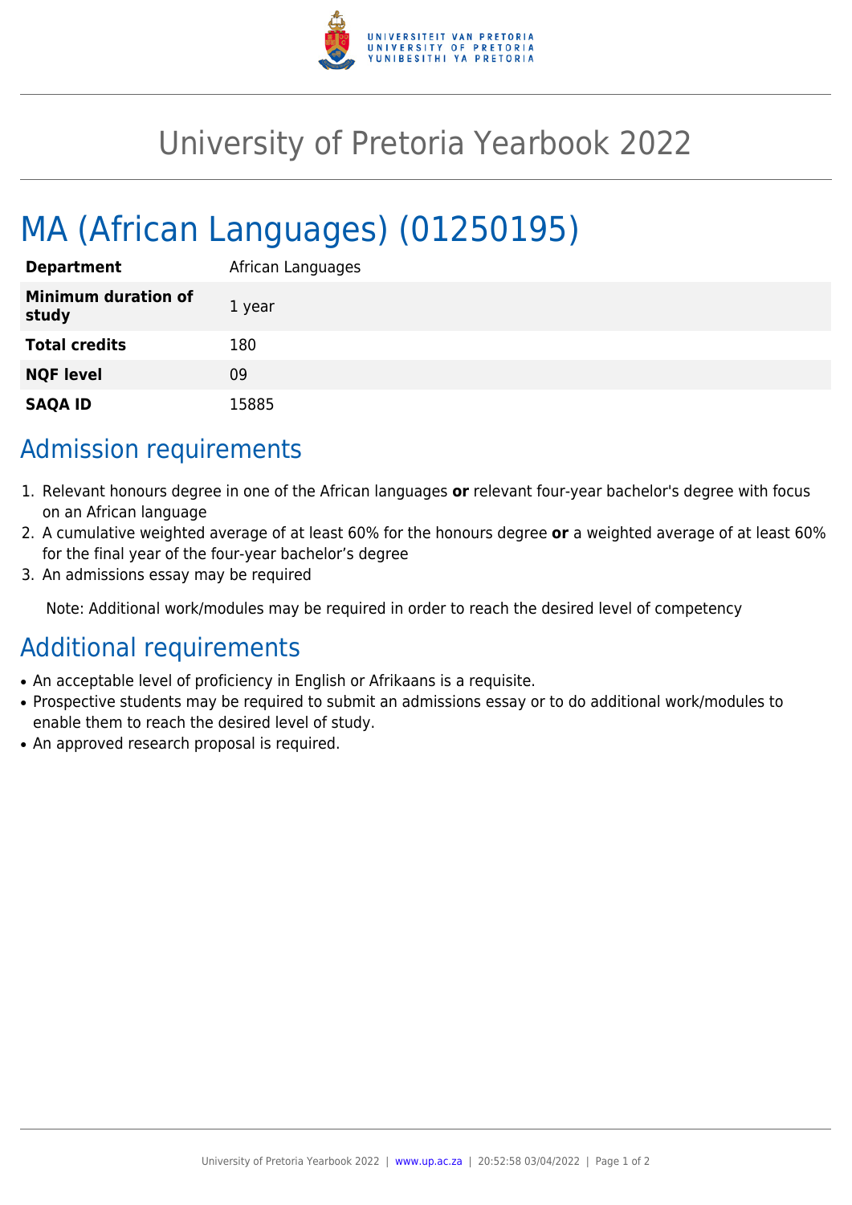# University of Pretoria Yearbook 2022

# MA (African Languages) (01250195)

| | |
|---|---|
| **Department** | African Languages |
| **Minimum duration of study** | 1 year |
| **Total credits** | 180 |
| **NQF level** | 09 |
| **SAQA ID** | 15885 |

## Admission requirements

1. Relevant honours degree in one of the African languages **or** relevant four-year bachelor's degree with focus on an African language
2. A cumulative weighted average of at least 60% for the honours degree **or** a weighted average of at least 60% for the final year of the four-year bachelor's degree
3. An admissions essay may be required

Note: Additional work/modules may be required in order to reach the desired level of competency

## Additional requirements

- An acceptable level of proficiency in English or Afrikaans is a requisite.
- Prospective students may be required to submit an admissions essay or to do additional work/modules to enable them to reach the desired level of study.
- An approved research proposal is required.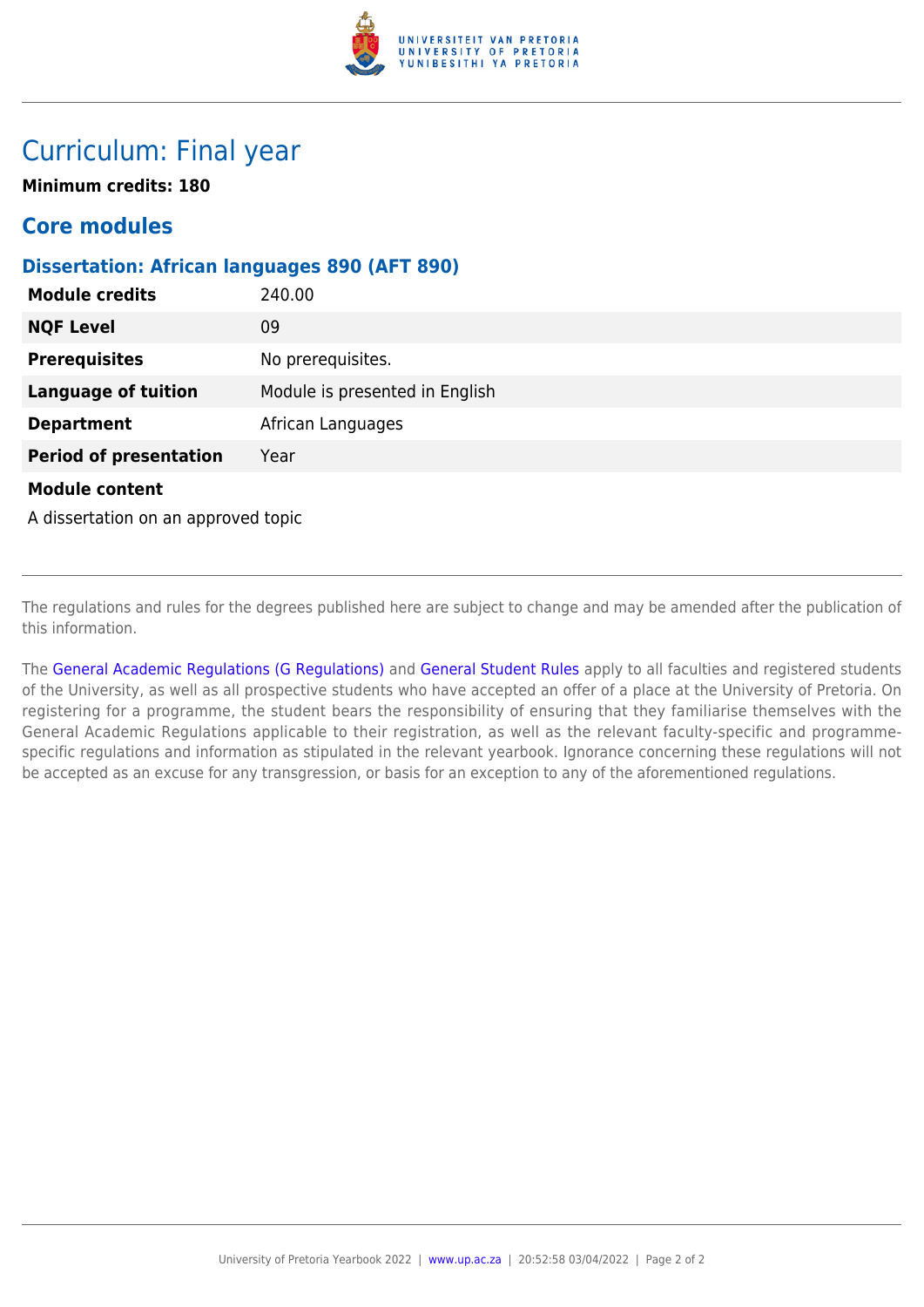# Curriculum: Final year

**Minimum credits: 180**

## Core modules

### Dissertation: African languages 890 (AFT 890)

| | |
|---|---|
| **Module credits** | 240.00 |
| **NQF Level** | 09 |
| **Prerequisites** | No prerequisites. |
| **Language of tuition** | Module is presented in English |
| **Department** | African Languages |
| **Period of presentation** | Year |

**Module content**

A dissertation on an approved topic

The regulations and rules for the degrees published here are subject to change and may be amended after the publication of this information.

The General Academic Regulations (G Regulations) and General Student Rules apply to all faculties and registered students of the University, as well as all prospective students who have accepted an offer of a place at the University of Pretoria. On registering for a programme, the student bears the responsibility of ensuring that they familiarise themselves with the General Academic Regulations applicable to their registration, as well as the relevant faculty-specific and programme-specific regulations and information as stipulated in the relevant yearbook. Ignorance concerning these regulations will not be accepted as an excuse for any transgression, or basis for an exception to any of the aforementioned regulations.